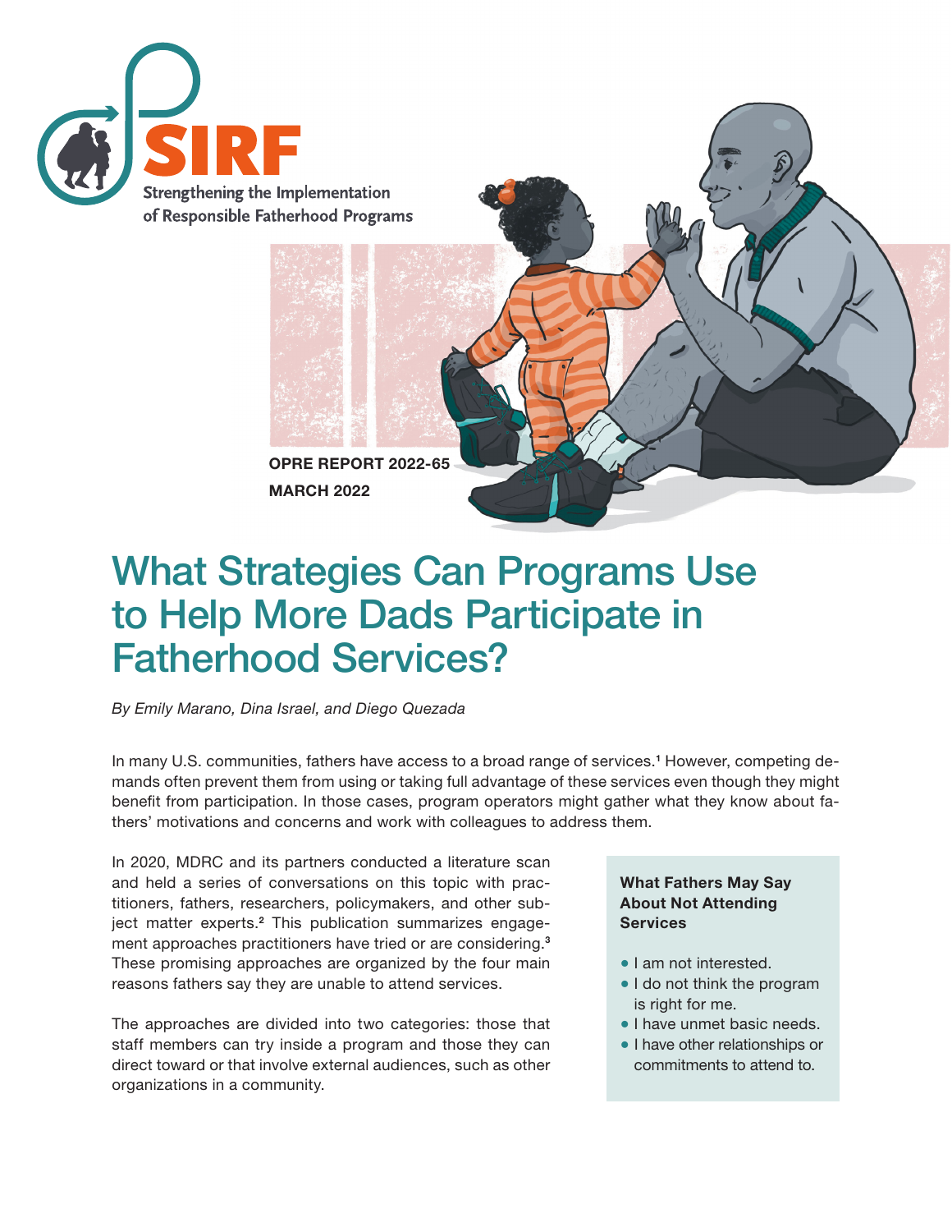SIRF

Strengthening the Implementation of Responsible Fatherhood Programs

**OPRE REPORT 2022-65**

**MARCH 2022**

# What Strategies Can Programs Use to Help More Dads Participate in Fatherhood Services?

*By Emily Marano, Dina Israel, and Diego Quezada*

In many U.S. communities, fathers have access to a broad range of services.[1] However, competing demands often prevent them from using or taking full advantage of these services even though they might benefit from participation. In those cases, program operators might gather what they know about fathers' motivations and concerns and work with colleagues to address them.

In 2020, MDRC and its partners conducted a literature scan and held a series of conversations on this topic with practitioners, fathers, researchers, policymakers, and other subject matter experts.[2] This publication summarizes engagement approaches practitioners have tried or are considering.[3] These promising approaches are organized by the four main reasons fathers say they are unable to attend services.

The approaches are divided into two categories: those that staff members can try inside a program and those they can direct toward or that involve external audiences, such as other organizations in a community.

**What Fathers May Say About Not Attending Services**

- I am not interested.
- I do not think the program is right for me.
- I have unmet basic needs.
- I have other relationships or commitments to attend to.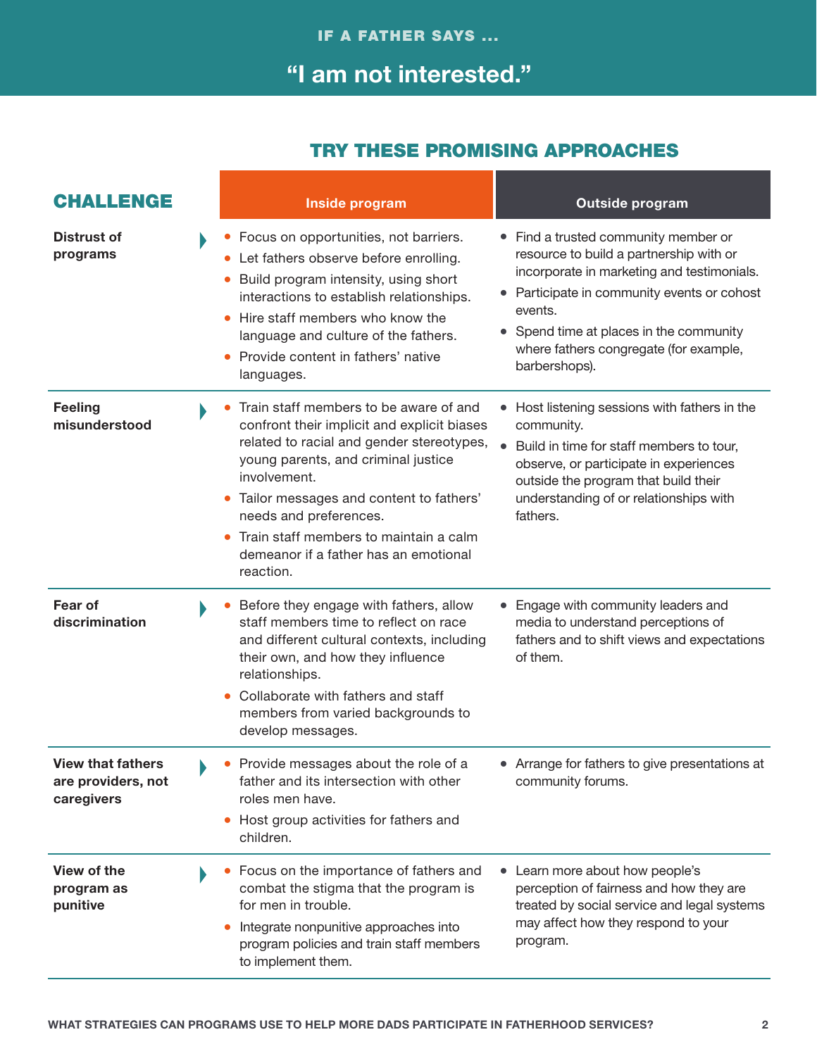IF A FATHER SAYS ...

# "I am not interested."

## TRY THESE PROMISING APPROACHES

| CHALLENGE | Inside program | Outside program |
|---|---|---|
| **Distrust of programs** | • Focus on opportunities, not barriers.<br>• Let fathers observe before enrolling.<br>• Build program intensity, using short interactions to establish relationships.<br>• Hire staff members who know the language and culture of the fathers.<br>• Provide content in fathers' native languages. | • Find a trusted community member or resource to build a partnership with or incorporate in marketing and testimonials.<br>• Participate in community events or cohost events.<br>• Spend time at places in the community where fathers congregate (for example, barbershops). |
| **Feeling misunderstood** | • Train staff members to be aware of and confront their implicit and explicit biases related to racial and gender stereotypes, young parents, and criminal justice involvement.<br>• Tailor messages and content to fathers' needs and preferences.<br>• Train staff members to maintain a calm demeanor if a father has an emotional reaction. | • Host listening sessions with fathers in the community.<br>• Build in time for staff members to tour, observe, or participate in experiences outside the program that build their understanding of or relationships with fathers. |
| **Fear of discrimination** | • Before they engage with fathers, allow staff members time to reflect on race and different cultural contexts, including their own, and how they influence relationships.<br>• Collaborate with fathers and staff members from varied backgrounds to develop messages. | • Engage with community leaders and media to understand perceptions of fathers and to shift views and expectations of them. |
| **View that fathers are providers, not caregivers** | • Provide messages about the role of a father and its intersection with other roles men have.<br>• Host group activities for fathers and children. | • Arrange for fathers to give presentations at community forums. |
| **View of the program as punitive** | • Focus on the importance of fathers and combat the stigma that the program is for men in trouble.<br>• Integrate nonpunitive approaches into program policies and train staff members to implement them. | • Learn more about how people's perception of fairness and how they are treated by social service and legal systems may affect how they respond to your program. |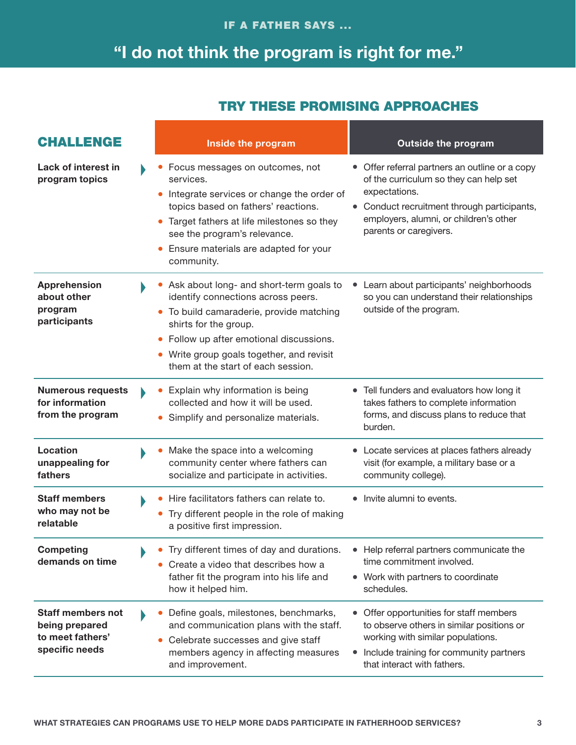IF A FATHER SAYS ...

# "I do not think the program is right for me."

## TRY THESE PROMISING APPROACHES

| CHALLENGE | Inside the program | Outside the program |
| --- | --- | --- |
| **Lack of interest in program topics** | • Focus messages on outcomes, not services.<br>• Integrate services or change the order of topics based on fathers' reactions.<br>• Target fathers at life milestones so they see the program's relevance.<br>• Ensure materials are adapted for your community. | • Offer referral partners an outline or a copy of the curriculum so they can help set expectations.<br>• Conduct recruitment through participants, employers, alumni, or children's other parents or caregivers. |
| **Apprehension about other program participants** | • Ask about long- and short-term goals to identify connections across peers.<br>• To build camaraderie, provide matching shirts for the group.<br>• Follow up after emotional discussions.<br>• Write group goals together, and revisit them at the start of each session. | • Learn about participants' neighborhoods so you can understand their relationships outside of the program. |
| **Numerous requests for information from the program** | • Explain why information is being collected and how it will be used.<br>• Simplify and personalize materials. | • Tell funders and evaluators how long it takes fathers to complete information forms, and discuss plans to reduce that burden. |
| **Location unappealing for fathers** | • Make the space into a welcoming community center where fathers can socialize and participate in activities. | • Locate services at places fathers already visit (for example, a military base or a community college). |
| **Staff members who may not be relatable** | • Hire facilitators fathers can relate to.<br>• Try different people in the role of making a positive first impression. | • Invite alumni to events. |
| **Competing demands on time** | • Try different times of day and durations.<br>• Create a video that describes how a father fit the program into his life and how it helped him. | • Help referral partners communicate the time commitment involved.<br>• Work with partners to coordinate schedules. |
| **Staff members not being prepared to meet fathers' specific needs** | • Define goals, milestones, benchmarks, and communication plans with the staff.<br>• Celebrate successes and give staff members agency in affecting measures and improvement. | • Offer opportunities for staff members to observe others in similar positions or working with similar populations.<br>• Include training for community partners that interact with fathers. |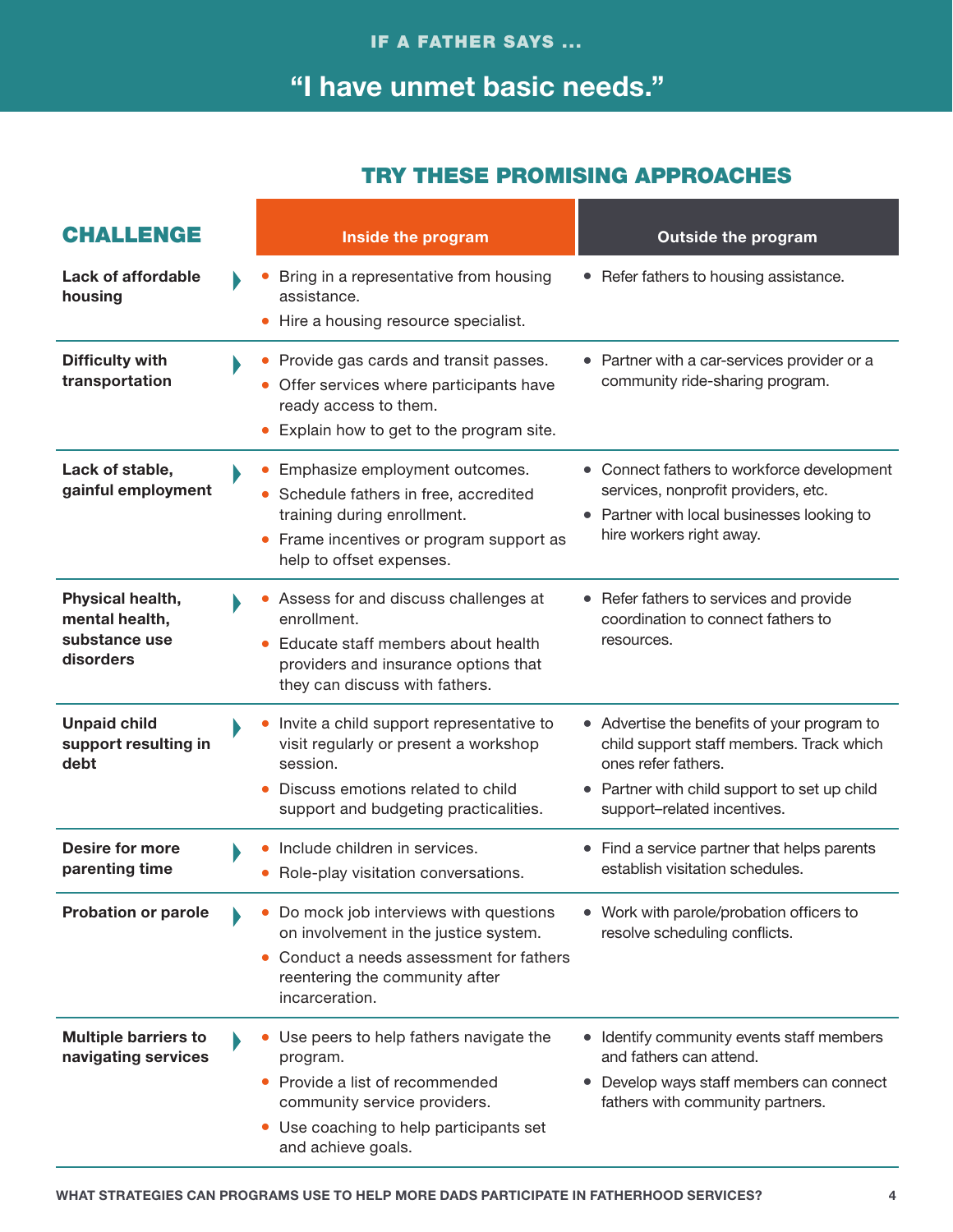IF A FATHER SAYS ...

# "I have unmet basic needs."

## TRY THESE PROMISING APPROACHES

| CHALLENGE | Inside the program | Outside the program |
|---|---|---|
| **Lack of affordable housing** | • Bring in a representative from housing assistance.<br>• Hire a housing resource specialist. | • Refer fathers to housing assistance. |
| **Difficulty with transportation** | • Provide gas cards and transit passes.<br>• Offer services where participants have ready access to them.<br>• Explain how to get to the program site. | • Partner with a car-services provider or a community ride-sharing program. |
| **Lack of stable, gainful employment** | • Emphasize employment outcomes.<br>• Schedule fathers in free, accredited training during enrollment.<br>• Frame incentives or program support as help to offset expenses. | • Connect fathers to workforce development services, nonprofit providers, etc.<br>• Partner with local businesses looking to hire workers right away. |
| **Physical health, mental health, substance use disorders** | • Assess for and discuss challenges at enrollment.<br>• Educate staff members about health providers and insurance options that they can discuss with fathers. | • Refer fathers to services and provide coordination to connect fathers to resources. |
| **Unpaid child support resulting in debt** | • Invite a child support representative to visit regularly or present a workshop session.<br>• Discuss emotions related to child support and budgeting practicalities. | • Advertise the benefits of your program to child support staff members. Track which ones refer fathers.<br>• Partner with child support to set up child support–related incentives. |
| **Desire for more parenting time** | • Include children in services.<br>• Role-play visitation conversations. | • Find a service partner that helps parents establish visitation schedules. |
| **Probation or parole** | • Do mock job interviews with questions on involvement in the justice system.<br>• Conduct a needs assessment for fathers reentering the community after incarceration. | • Work with parole/probation officers to resolve scheduling conflicts. |
| **Multiple barriers to navigating services** | • Use peers to help fathers navigate the program.<br>• Provide a list of recommended community service providers.<br>• Use coaching to help participants set and achieve goals. | • Identify community events staff members and fathers can attend.<br>• Develop ways staff members can connect fathers with community partners. |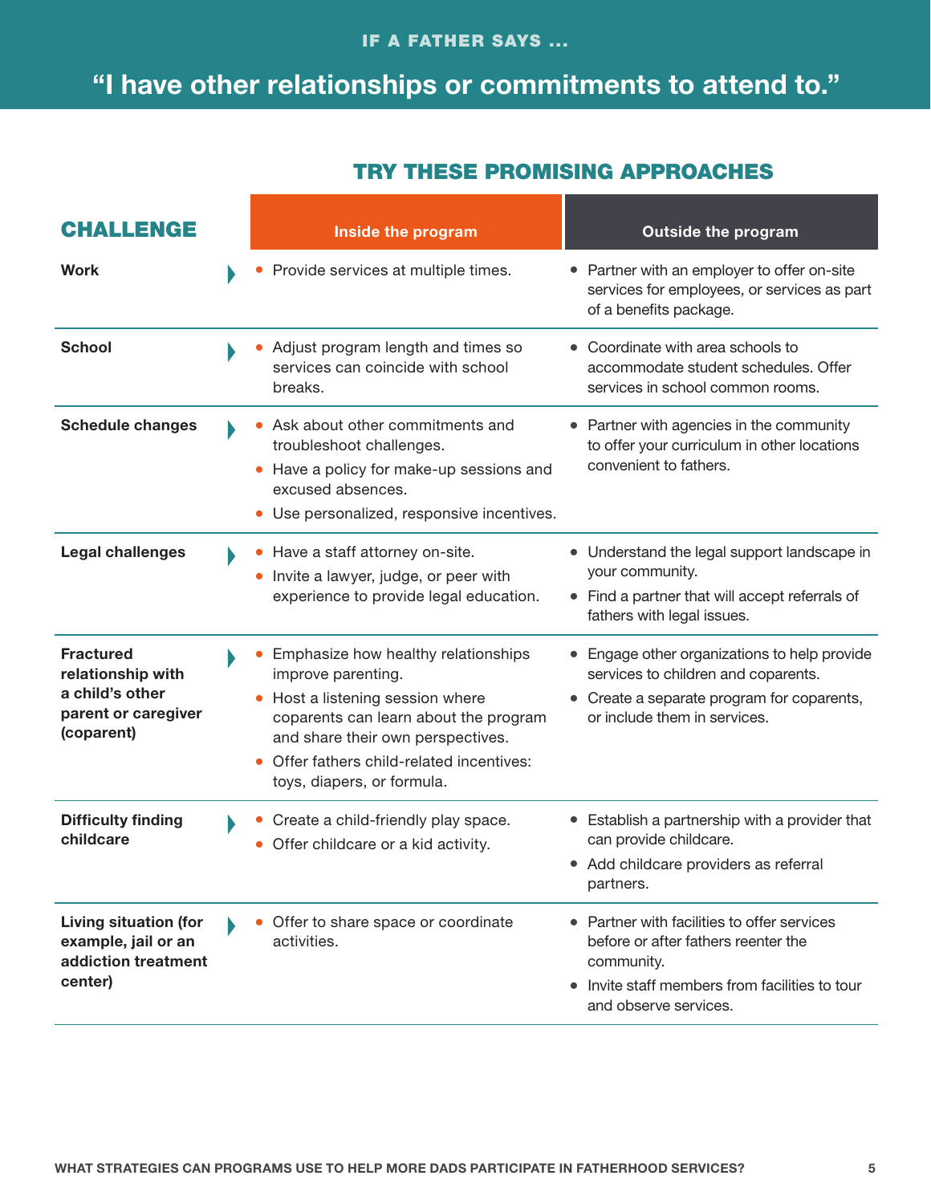IF A FATHER SAYS ...

# "I have other relationships or commitments to attend to."

## TRY THESE PROMISING APPROACHES

| CHALLENGE | Inside the program | Outside the program |
|---|---|---|
| **Work** | • Provide services at multiple times. | • Partner with an employer to offer on-site services for employees, or services as part of a benefits package. |
| **School** | • Adjust program length and times so services can coincide with school breaks. | • Coordinate with area schools to accommodate student schedules. Offer services in school common rooms. |
| **Schedule changes** | • Ask about other commitments and troubleshoot challenges.<br>• Have a policy for make-up sessions and excused absences.<br>• Use personalized, responsive incentives. | • Partner with agencies in the community to offer your curriculum in other locations convenient to fathers. |
| **Legal challenges** | • Have a staff attorney on-site.<br>• Invite a lawyer, judge, or peer with experience to provide legal education. | • Understand the legal support landscape in your community.<br>• Find a partner that will accept referrals of fathers with legal issues. |
| **Fractured relationship with a child's other parent or caregiver (coparent)** | • Emphasize how healthy relationships improve parenting.<br>• Host a listening session where coparents can learn about the program and share their own perspectives.<br>• Offer fathers child-related incentives: toys, diapers, or formula. | • Engage other organizations to help provide services to children and coparents.<br>• Create a separate program for coparents, or include them in services. |
| **Difficulty finding childcare** | • Create a child-friendly play space.<br>• Offer childcare or a kid activity. | • Establish a partnership with a provider that can provide childcare.<br>• Add childcare providers as referral partners. |
| **Living situation (for example, jail or an addiction treatment center)** | • Offer to share space or coordinate activities. | • Partner with facilities to offer services before or after fathers reenter the community.<br>• Invite staff members from facilities to tour and observe services. |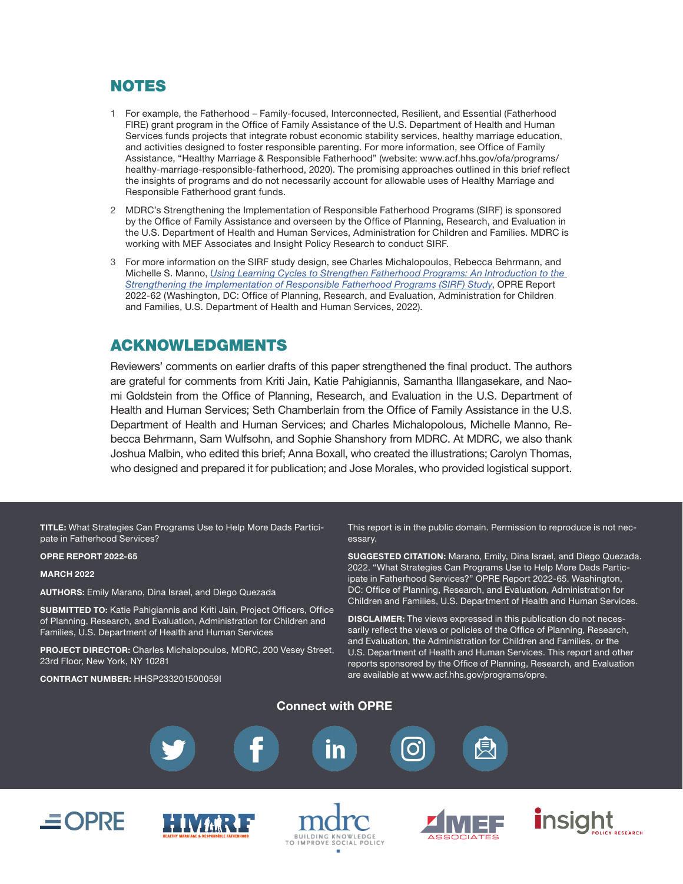## NOTES

1. For example, the Fatherhood – Family-focused, Interconnected, Resilient, and Essential (Fatherhood FIRE) grant program in the Office of Family Assistance of the U.S. Department of Health and Human Services funds projects that integrate robust economic stability services, healthy marriage education, and activities designed to foster responsible parenting. For more information, see Office of Family Assistance, "Healthy Marriage & Responsible Fatherhood" (website: www.acf.hhs.gov/ofa/programs/healthy-marriage-responsible-fatherhood, 2020). The promising approaches outlined in this brief reflect the insights of programs and do not necessarily account for allowable uses of Healthy Marriage and Responsible Fatherhood grant funds.
2. MDRC's Strengthening the Implementation of Responsible Fatherhood Programs (SIRF) is sponsored by the Office of Family Assistance and overseen by the Office of Planning, Research, and Evaluation in the U.S. Department of Health and Human Services, Administration for Children and Families. MDRC is working with MEF Associates and Insight Policy Research to conduct SIRF.
3. For more information on the SIRF study design, see Charles Michalopoulos, Rebecca Behrmann, and Michelle S. Manno, *Using Learning Cycles to Strengthen Fatherhood Programs: An Introduction to the Strengthening the Implementation of Responsible Fatherhood Programs (SIRF) Study*, OPRE Report 2022-62 (Washington, DC: Office of Planning, Research, and Evaluation, Administration for Children and Families, U.S. Department of Health and Human Services, 2022).

## ACKNOWLEDGMENTS

Reviewers' comments on earlier drafts of this paper strengthened the final product. The authors are grateful for comments from Kriti Jain, Katie Pahigiannis, Samantha Illangasekare, and Naomi Goldstein from the Office of Planning, Research, and Evaluation in the U.S. Department of Health and Human Services; Seth Chamberlain from the Office of Family Assistance in the U.S. Department of Health and Human Services; and Charles Michalopolous, Michelle Manno, Rebecca Behrmann, Sam Wulfsohn, and Sophie Shanshory from MDRC. At MDRC, we also thank Joshua Malbin, who edited this brief; Anna Boxall, who created the illustrations; Carolyn Thomas, who designed and prepared it for publication; and Jose Morales, who provided logistical support.

**TITLE:** What Strategies Can Programs Use to Help More Dads Participate in Fatherhood Services?

**OPRE REPORT 2022-65**

**MARCH 2022**

**AUTHORS:** Emily Marano, Dina Israel, and Diego Quezada

**SUBMITTED TO:** Katie Pahigiannis and Kriti Jain, Project Officers, Office of Planning, Research, and Evaluation, Administration for Children and Families, U.S. Department of Health and Human Services

**PROJECT DIRECTOR:** Charles Michalopoulos, MDRC, 200 Vesey Street, 23rd Floor, New York, NY 10281

**CONTRACT NUMBER:** HHSP233201500059I

This report is in the public domain. Permission to reproduce is not necessary.

**SUGGESTED CITATION:** Marano, Emily, Dina Israel, and Diego Quezada. 2022. "What Strategies Can Programs Use to Help More Dads Participate in Fatherhood Services?" OPRE Report 2022-65. Washington, DC: Office of Planning, Research, and Evaluation, Administration for Children and Families, U.S. Department of Health and Human Services.

**DISCLAIMER:** The views expressed in this publication do not necessarily reflect the views or policies of the Office of Planning, Research, and Evaluation, the Administration for Children and Families, or the U.S. Department of Health and Human Services. This report and other reports sponsored by the Office of Planning, Research, and Evaluation are available at www.acf.hhs.gov/programs/opre.

**Connect with OPRE**

OPRE | HMRF HEALTHY MARRIAGE & RESPONSIBLE FATHERHOOD | mdrc BUILDING KNOWLEDGE TO IMPROVE SOCIAL POLICY | MEF ASSOCIATES | insight POLICY RESEARCH